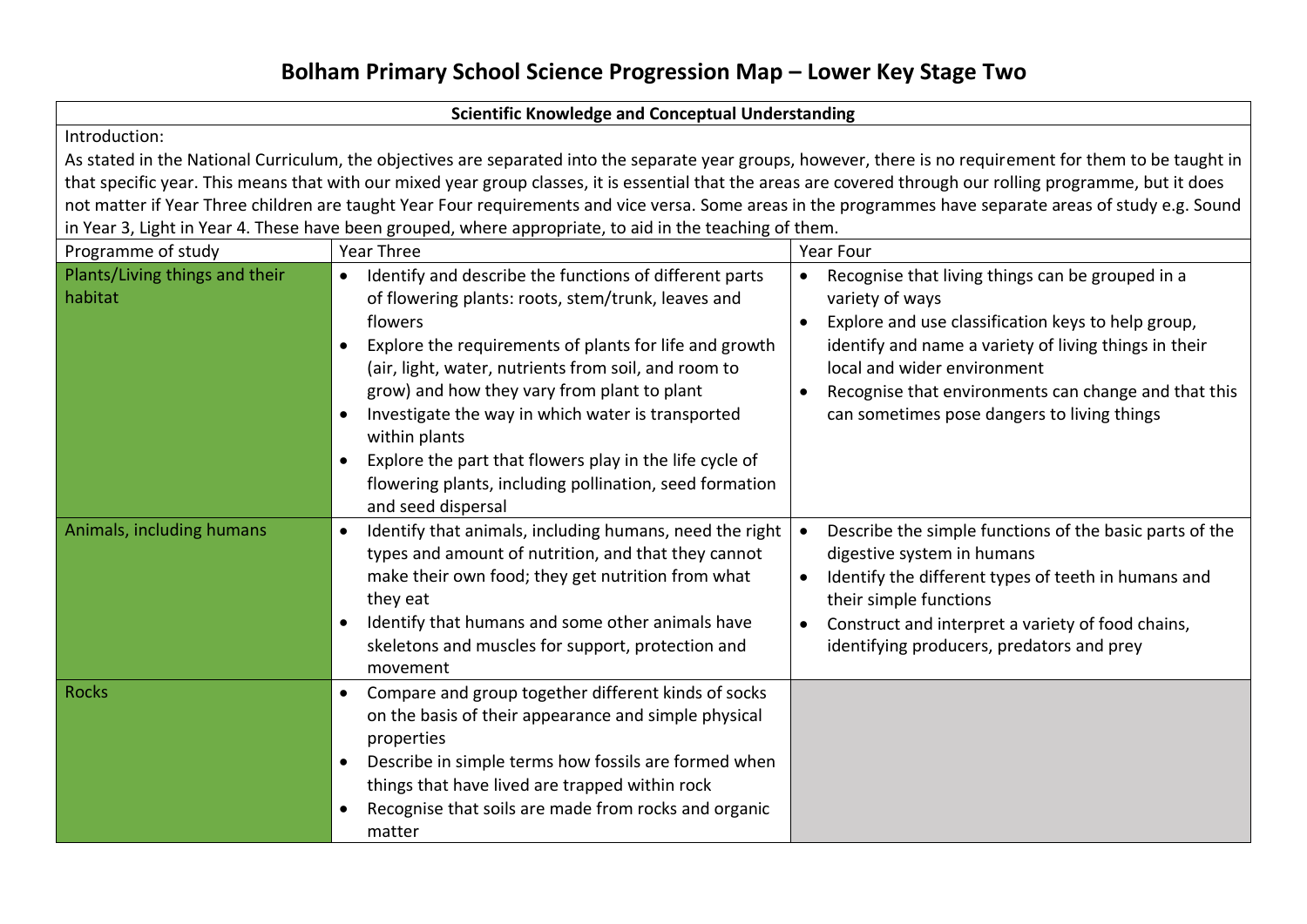# Bolham Primary School Science Progression Map – Lower Key Stage Two

**Scientific Knowledge and Conceptual Understanding**

Introduction:

As stated in the National Curriculum, the objectives are separated into the separate year groups, however, there is no requirement for them to be taught in that specific year. This means that with our mixed year group classes, it is essential that the areas are covered through our rolling programme, but it does not matter if Year Three children are taught Year Four requirements and vice versa. Some areas in the programmes have separate areas of study e.g. Sound in Year 3, Light in Year 4. These have been grouped, where appropriate, to aid in the teaching of them.

| Programme of study | Year Three | Year Four |
|---|---|---|
| Plants/Living things and their habitat | • Identify and describe the functions of different parts of flowering plants: roots, stem/trunk, leaves and flowers<br>• Explore the requirements of plants for life and growth (air, light, water, nutrients from soil, and room to grow) and how they vary from plant to plant<br>• Investigate the way in which water is transported within plants<br>• Explore the part that flowers play in the life cycle of flowering plants, including pollination, seed formation and seed dispersal | • Recognise that living things can be grouped in a variety of ways<br>• Explore and use classification keys to help group, identify and name a variety of living things in their local and wider environment<br>• Recognise that environments can change and that this can sometimes pose dangers to living things |
| Animals, including humans | • Identify that animals, including humans, need the right types and amount of nutrition, and that they cannot make their own food; they get nutrition from what they eat<br>• Identify that humans and some other animals have skeletons and muscles for support, protection and movement | • Describe the simple functions of the basic parts of the digestive system in humans<br>• Identify the different types of teeth in humans and their simple functions<br>• Construct and interpret a variety of food chains, identifying producers, predators and prey |
| Rocks | • Compare and group together different kinds of socks on the basis of their appearance and simple physical properties<br>• Describe in simple terms how fossils are formed when things that have lived are trapped within rock<br>• Recognise that soils are made from rocks and organic matter | |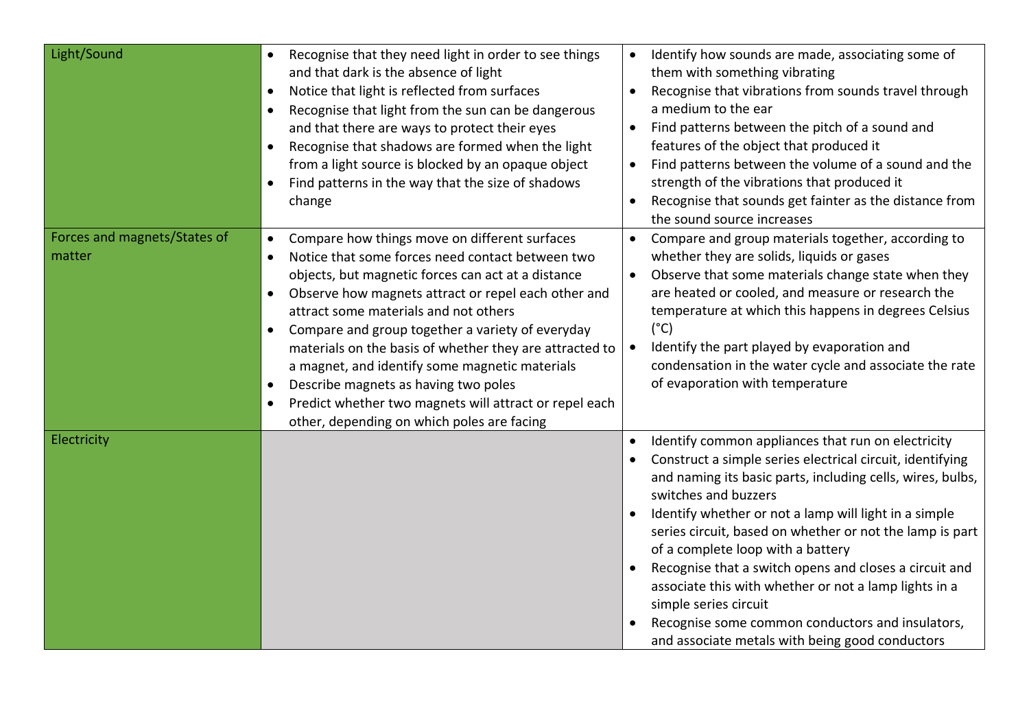| | | |
|---|---|---|
| Light/Sound | • Recognise that they need light in order to see things and that dark is the absence of light<br>• Notice that light is reflected from surfaces<br>• Recognise that light from the sun can be dangerous and that there are ways to protect their eyes<br>• Recognise that shadows are formed when the light from a light source is blocked by an opaque object<br>• Find patterns in the way that the size of shadows change | • Identify how sounds are made, associating some of them with something vibrating<br>• Recognise that vibrations from sounds travel through a medium to the ear<br>• Find patterns between the pitch of a sound and features of the object that produced it<br>• Find patterns between the volume of a sound and the strength of the vibrations that produced it<br>• Recognise that sounds get fainter as the distance from the sound source increases |
| Forces and magnets/States of matter | • Compare how things move on different surfaces<br>• Notice that some forces need contact between two objects, but magnetic forces can act at a distance<br>• Observe how magnets attract or repel each other and attract some materials and not others<br>• Compare and group together a variety of everyday materials on the basis of whether they are attracted to a magnet, and identify some magnetic materials<br>• Describe magnets as having two poles<br>• Predict whether two magnets will attract or repel each other, depending on which poles are facing | • Compare and group materials together, according to whether they are solids, liquids or gases<br>• Observe that some materials change state when they are heated or cooled, and measure or research the temperature at which this happens in degrees Celsius (°C)<br>• Identify the part played by evaporation and condensation in the water cycle and associate the rate of evaporation with temperature |
| Electricity | | • Identify common appliances that run on electricity<br>• Construct a simple series electrical circuit, identifying and naming its basic parts, including cells, wires, bulbs, switches and buzzers<br>• Identify whether or not a lamp will light in a simple series circuit, based on whether or not the lamp is part of a complete loop with a battery<br>• Recognise that a switch opens and closes a circuit and associate this with whether or not a lamp lights in a simple series circuit<br>• Recognise some common conductors and insulators, and associate metals with being good conductors |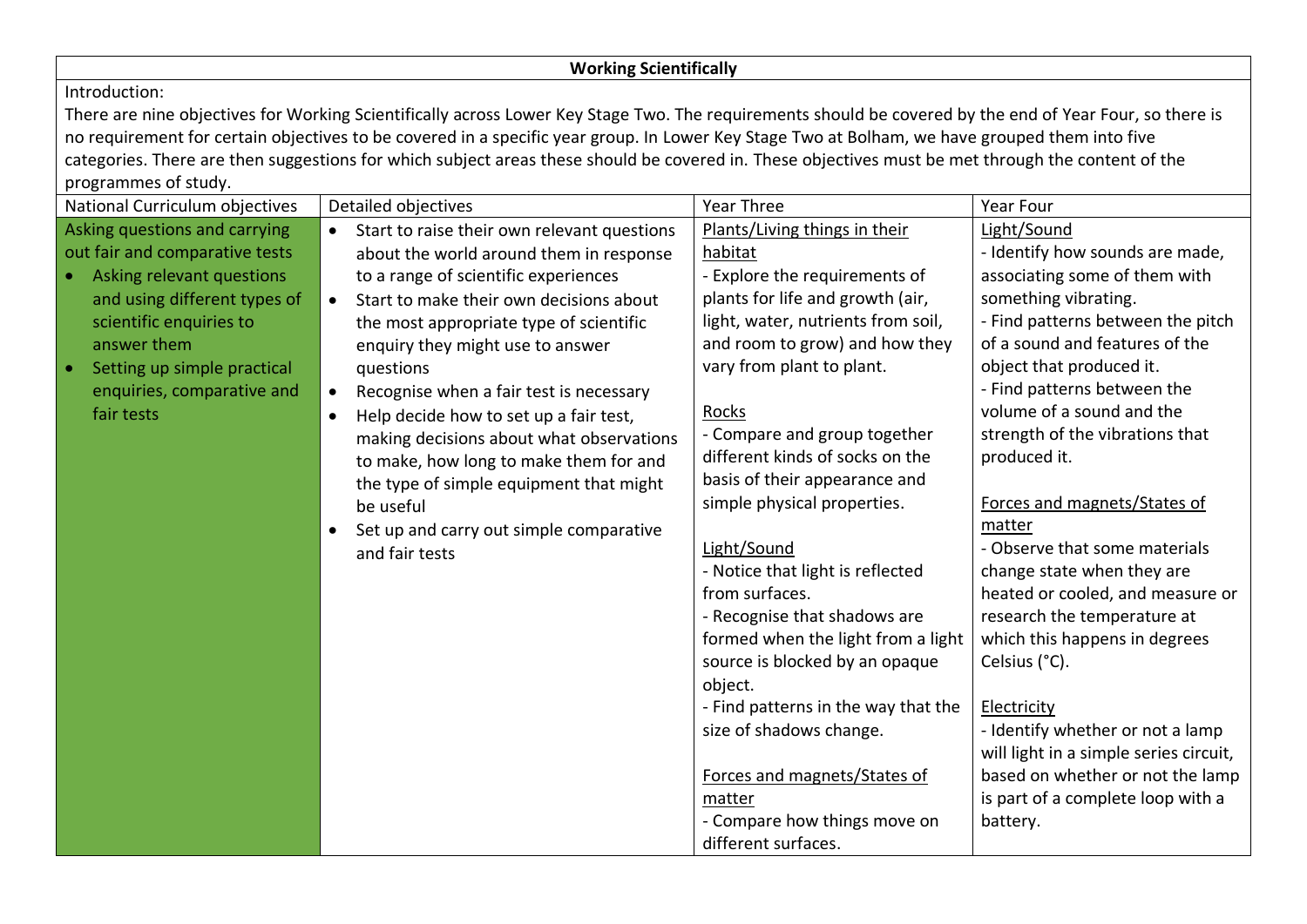## Working Scientifically

Introduction:

There are nine objectives for Working Scientifically across Lower Key Stage Two. The requirements should be covered by the end of Year Four, so there is no requirement for certain objectives to be covered in a specific year group. In Lower Key Stage Two at Bolham, we have grouped them into five categories. There are then suggestions for which subject areas these should be covered in. These objectives must be met through the content of the programmes of study.

| National Curriculum objectives | Detailed objectives | Year Three | Year Four |
|---|---|---|---|
| Asking questions and carrying out fair and comparative tests<br>• Asking relevant questions and using different types of scientific enquiries to answer them<br>• Setting up simple practical enquiries, comparative and fair tests | • Start to raise their own relevant questions about the world around them in response to a range of scientific experiences<br>• Start to make their own decisions about the most appropriate type of scientific enquiry they might use to answer questions<br>• Recognise when a fair test is necessary<br>• Help decide how to set up a fair test, making decisions about what observations to make, how long to make them for and the type of simple equipment that might be useful<br>• Set up and carry out simple comparative and fair tests | <u>Plants/Living things in their habitat</u><br>- Explore the requirements of plants for life and growth (air, light, water, nutrients from soil, and room to grow) and how they vary from plant to plant.<br><br><u>Rocks</u><br>- Compare and group together different kinds of socks on the basis of their appearance and simple physical properties.<br><br><u>Light/Sound</u><br>- Notice that light is reflected from surfaces.<br>- Recognise that shadows are formed when the light from a light source is blocked by an opaque object.<br>- Find patterns in the way that the size of shadows change.<br><br><u>Forces and magnets/States of matter</u><br>- Compare how things move on different surfaces. | <u>Light/Sound</u><br>- Identify how sounds are made, associating some of them with something vibrating.<br>- Find patterns between the pitch of a sound and features of the object that produced it.<br>- Find patterns between the volume of a sound and the strength of the vibrations that produced it.<br><br><u>Forces and magnets/States of matter</u><br>- Observe that some materials change state when they are heated or cooled, and measure or research the temperature at which this happens in degrees Celsius (°C).<br><br><u>Electricity</u><br>- Identify whether or not a lamp will light in a simple series circuit, based on whether or not the lamp is part of a complete loop with a battery. |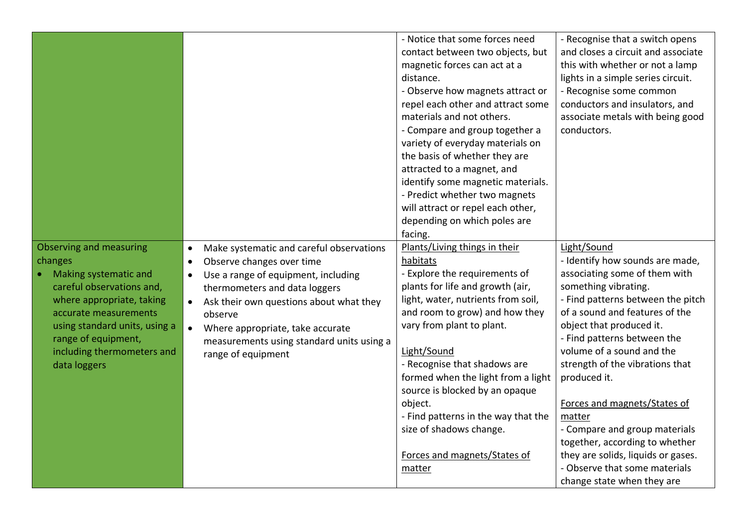| | | | |
|---|---|---|---|
| | | - Notice that some forces need contact between two objects, but magnetic forces can act at a distance.<br>- Observe how magnets attract or repel each other and attract some materials and not others.<br>- Compare and group together a variety of everyday materials on the basis of whether they are attracted to a magnet, and identify some magnetic materials.<br>- Predict whether two magnets will attract or repel each other, depending on which poles are facing. | - Recognise that a switch opens and closes a circuit and associate this with whether or not a lamp lights in a simple series circuit.<br>- Recognise some common conductors and insulators, and associate metals with being good conductors. |
| Observing and measuring changes<br>• Making systematic and careful observations and, where appropriate, taking accurate measurements using standard units, using a range of equipment, including thermometers and data loggers | • Make systematic and careful observations<br>• Observe changes over time<br>• Use a range of equipment, including thermometers and data loggers<br>• Ask their own questions about what they observe<br>• Where appropriate, take accurate measurements using standard units using a range of equipment | Plants/Living things in their habitats<br>- Explore the requirements of plants for life and growth (air, light, water, nutrients from soil, and room to grow) and how they vary from plant to plant.<br><br>Light/Sound<br>- Recognise that shadows are formed when the light from a light source is blocked by an opaque object.<br>- Find patterns in the way that the size of shadows change.<br><br>Forces and magnets/States of matter | Light/Sound<br>- Identify how sounds are made, associating some of them with something vibrating.<br>- Find patterns between the pitch of a sound and features of the object that produced it.<br>- Find patterns between the volume of a sound and the strength of the vibrations that produced it.<br><br>Forces and magnets/States of matter<br>- Compare and group materials together, according to whether they are solids, liquids or gases.<br>- Observe that some materials change state when they are |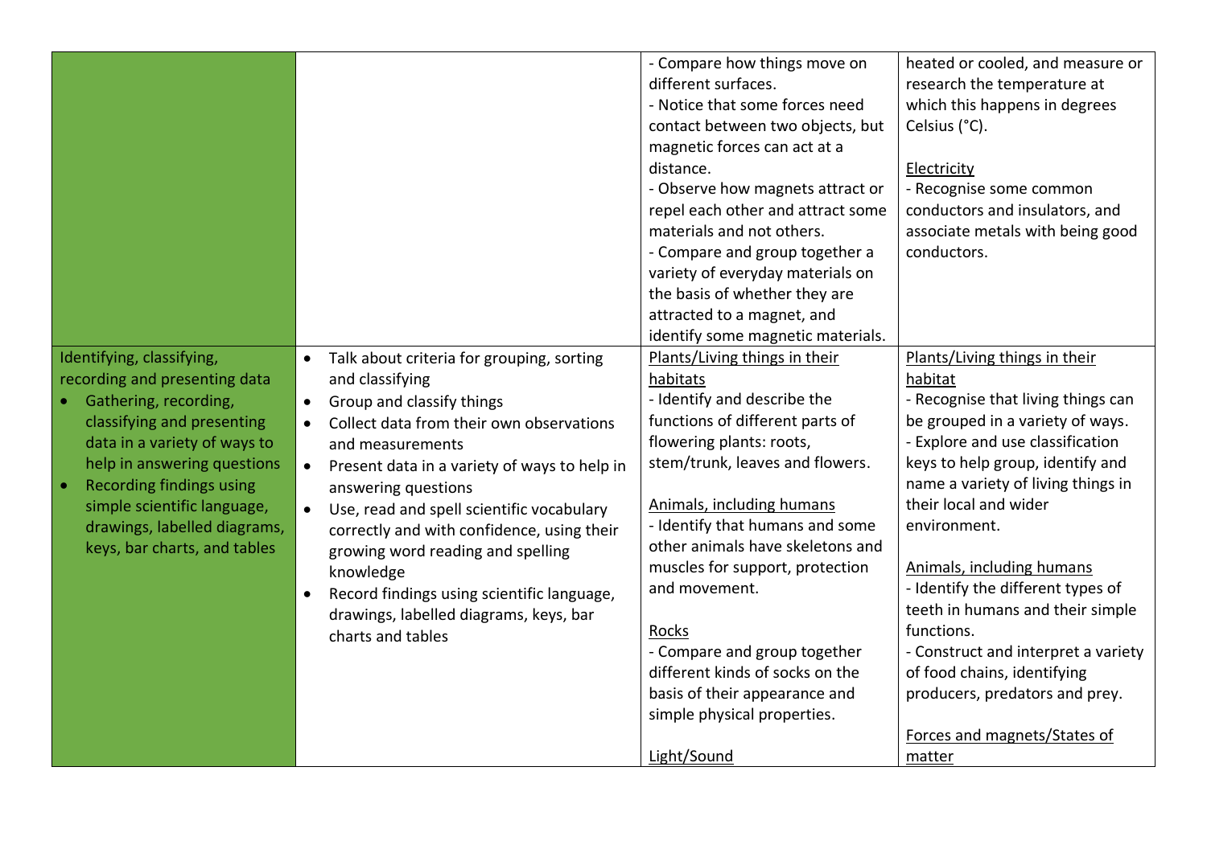| | | | |
|---|---|---|---|
| | | - Compare how things move on different surfaces.<br>- Notice that some forces need contact between two objects, but magnetic forces can act at a distance.<br>- Observe how magnets attract or repel each other and attract some materials and not others.<br>- Compare and group together a variety of everyday materials on the basis of whether they are attracted to a magnet, and identify some magnetic materials. | heated or cooled, and measure or research the temperature at which this happens in degrees Celsius (°C).<br><br>Electricity<br>- Recognise some common conductors and insulators, and associate metals with being good conductors. |
| Identifying, classifying, recording and presenting data<br>• Gathering, recording, classifying and presenting data in a variety of ways to help in answering questions<br>• Recording findings using simple scientific language, drawings, labelled diagrams, keys, bar charts, and tables | • Talk about criteria for grouping, sorting and classifying<br>• Group and classify things<br>• Collect data from their own observations and measurements<br>• Present data in a variety of ways to help in answering questions<br>• Use, read and spell scientific vocabulary correctly and with confidence, using their growing word reading and spelling knowledge<br>• Record findings using scientific language, drawings, labelled diagrams, keys, bar charts and tables | Plants/Living things in their habitats<br>- Identify and describe the functions of different parts of flowering plants: roots, stem/trunk, leaves and flowers.<br><br>Animals, including humans<br>- Identify that humans and some other animals have skeletons and muscles for support, protection and movement.<br><br>Rocks<br>- Compare and group together different kinds of socks on the basis of their appearance and simple physical properties.<br><br>Light/Sound | Plants/Living things in their habitat<br>- Recognise that living things can be grouped in a variety of ways.<br>- Explore and use classification keys to help group, identify and name a variety of living things in their local and wider environment.<br><br>Animals, including humans<br>- Identify the different types of teeth in humans and their simple functions.<br>- Construct and interpret a variety of food chains, identifying producers, predators and prey.<br><br>Forces and magnets/States of matter |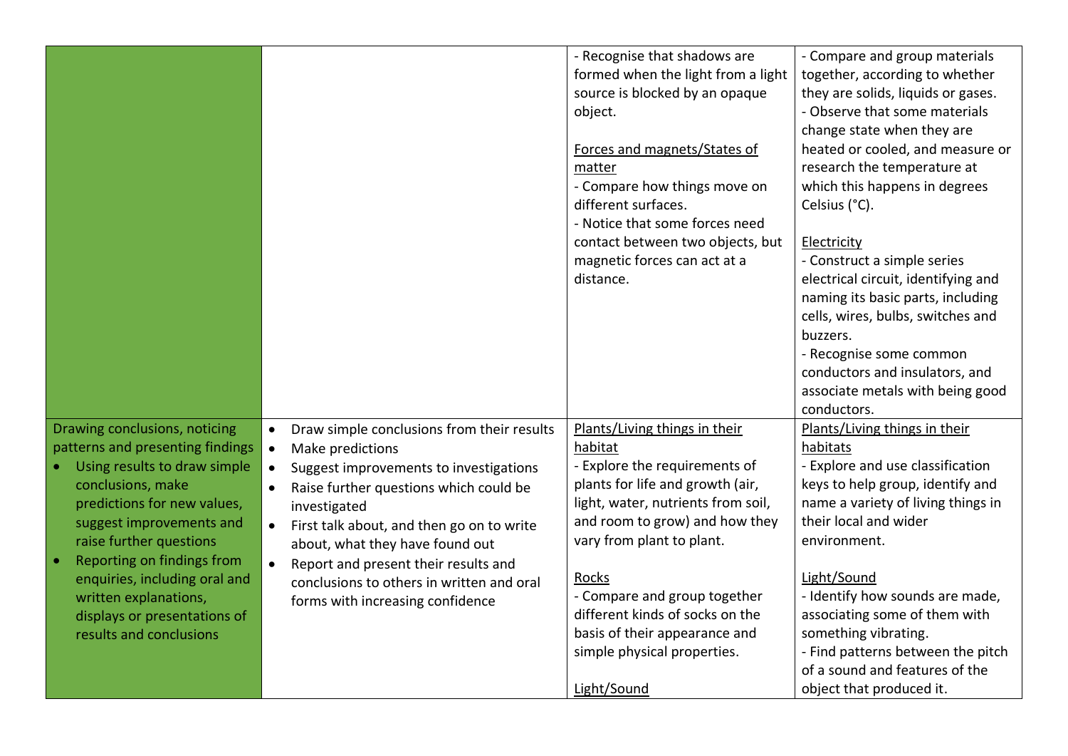| | | | |
|---|---|---|---|
| | | - Recognise that shadows are formed when the light from a light source is blocked by an opaque object.<br><br>Forces and magnets/States of matter<br>- Compare how things move on different surfaces.<br>- Notice that some forces need contact between two objects, but magnetic forces can act at a distance. | - Compare and group materials together, according to whether they are solids, liquids or gases.<br>- Observe that some materials change state when they are heated or cooled, and measure or research the temperature at which this happens in degrees Celsius (°C).<br><br>Electricity<br>- Construct a simple series electrical circuit, identifying and naming its basic parts, including cells, wires, bulbs, switches and buzzers.<br>- Recognise some common conductors and insulators, and associate metals with being good conductors. |
| Drawing conclusions, noticing patterns and presenting findings<br>• Using results to draw simple conclusions, make predictions for new values, suggest improvements and raise further questions<br>• Reporting on findings from enquiries, including oral and written explanations, displays or presentations of results and conclusions | • Draw simple conclusions from their results<br>• Make predictions<br>• Suggest improvements to investigations<br>• Raise further questions which could be investigated<br>• First talk about, and then go on to write about, what they have found out<br>• Report and present their results and conclusions to others in written and oral forms with increasing confidence | Plants/Living things in their habitat<br>- Explore the requirements of plants for life and growth (air, light, water, nutrients from soil, and room to grow) and how they vary from plant to plant.<br><br>Rocks<br>- Compare and group together different kinds of socks on the basis of their appearance and simple physical properties.<br><br>Light/Sound | Plants/Living things in their habitats<br>- Explore and use classification keys to help group, identify and name a variety of living things in their local and wider environment.<br><br>Light/Sound<br>- Identify how sounds are made, associating some of them with something vibrating.<br>- Find patterns between the pitch of a sound and features of the object that produced it. |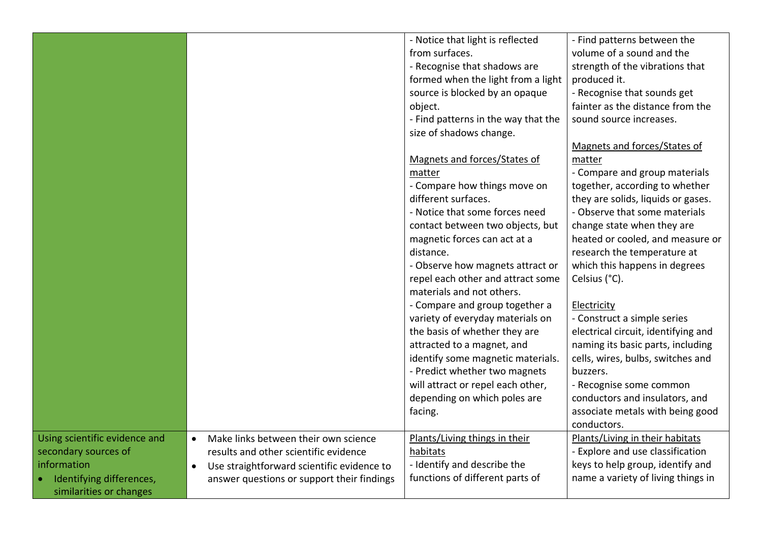| | | | |
|---|---|---|---|
| | | - Notice that light is reflected from surfaces.<br>- Recognise that shadows are formed when the light from a light source is blocked by an opaque object.<br>- Find patterns in the way that the size of shadows change.<br><br><u>Magnets and forces/States of matter</u><br>- Compare how things move on different surfaces.<br>- Notice that some forces need contact between two objects, but magnetic forces can act at a distance.<br>- Observe how magnets attract or repel each other and attract some materials and not others.<br>- Compare and group together a variety of everyday materials on the basis of whether they are attracted to a magnet, and identify some magnetic materials.<br>- Predict whether two magnets will attract or repel each other, depending on which poles are facing. | - Find patterns between the volume of a sound and the strength of the vibrations that produced it.<br>- Recognise that sounds get fainter as the distance from the sound source increases.<br><br><u>Magnets and forces/States of matter</u><br>- Compare and group materials together, according to whether they are solids, liquids or gases.<br>- Observe that some materials change state when they are heated or cooled, and measure or research the temperature at which this happens in degrees Celsius (°C).<br><br><u>Electricity</u><br>- Construct a simple series electrical circuit, identifying and naming its basic parts, including cells, wires, bulbs, switches and buzzers.<br>- Recognise some common conductors and insulators, and associate metals with being good conductors. |
| Using scientific evidence and secondary sources of information<br>• Identifying differences, similarities or changes | • Make links between their own science results and other scientific evidence<br>• Use straightforward scientific evidence to answer questions or support their findings | <u>Plants/Living things in their habitats</u><br>- Identify and describe the functions of different parts of | <u>Plants/Living in their habitats</u><br>- Explore and use classification keys to help group, identify and name a variety of living things in |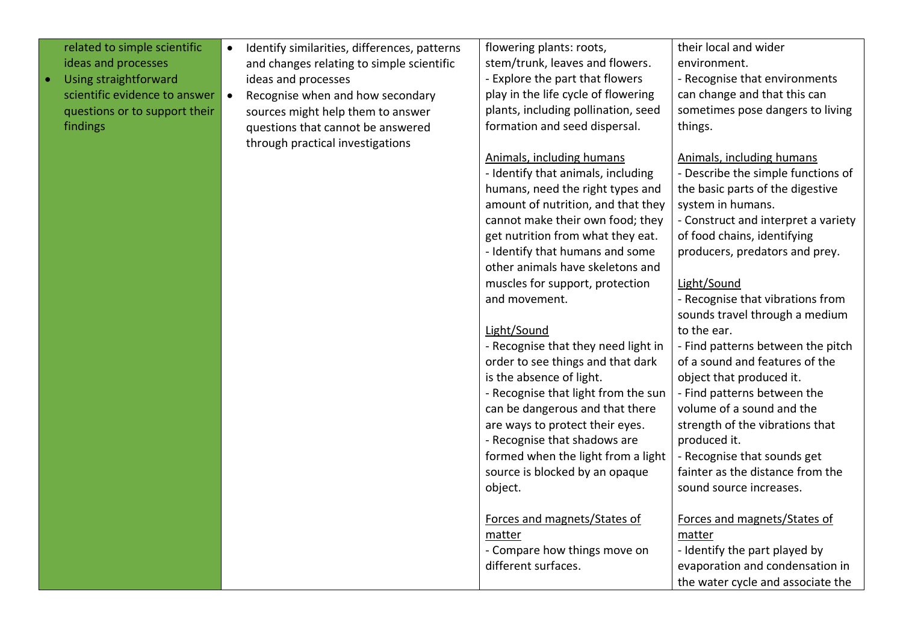| | | | |
|---|---|---|---|
| related to simple scientific ideas and processes<br>• Using straightforward scientific evidence to answer questions or to support their findings | • Identify similarities, differences, patterns and changes relating to simple scientific ideas and processes<br>• Recognise when and how secondary sources might help them to answer questions that cannot be answered through practical investigations | flowering plants: roots, stem/trunk, leaves and flowers.<br>- Explore the part that flowers play in the life cycle of flowering plants, including pollination, seed formation and seed dispersal.<br><br><u>Animals, including humans</u><br>- Identify that animals, including humans, need the right types and amount of nutrition, and that they cannot make their own food; they get nutrition from what they eat.<br>- Identify that humans and some other animals have skeletons and muscles for support, protection and movement.<br><br><u>Light/Sound</u><br>- Recognise that they need light in order to see things and that dark is the absence of light.<br>- Recognise that light from the sun can be dangerous and that there are ways to protect their eyes.<br>- Recognise that shadows are formed when the light from a light source is blocked by an opaque object.<br><br><u>Forces and magnets/States of matter</u><br>- Compare how things move on different surfaces. | their local and wider environment.<br>- Recognise that environments can change and that this can sometimes pose dangers to living things.<br><br><u>Animals, including humans</u><br>- Describe the simple functions of the basic parts of the digestive system in humans.<br>- Construct and interpret a variety of food chains, identifying producers, predators and prey.<br><br><u>Light/Sound</u><br>- Recognise that vibrations from sounds travel through a medium to the ear.<br>- Find patterns between the pitch of a sound and features of the object that produced it.<br>- Find patterns between the volume of a sound and the strength of the vibrations that produced it.<br>- Recognise that sounds get fainter as the distance from the sound source increases.<br><br><u>Forces and magnets/States of matter</u><br>- Identify the part played by evaporation and condensation in the water cycle and associate the |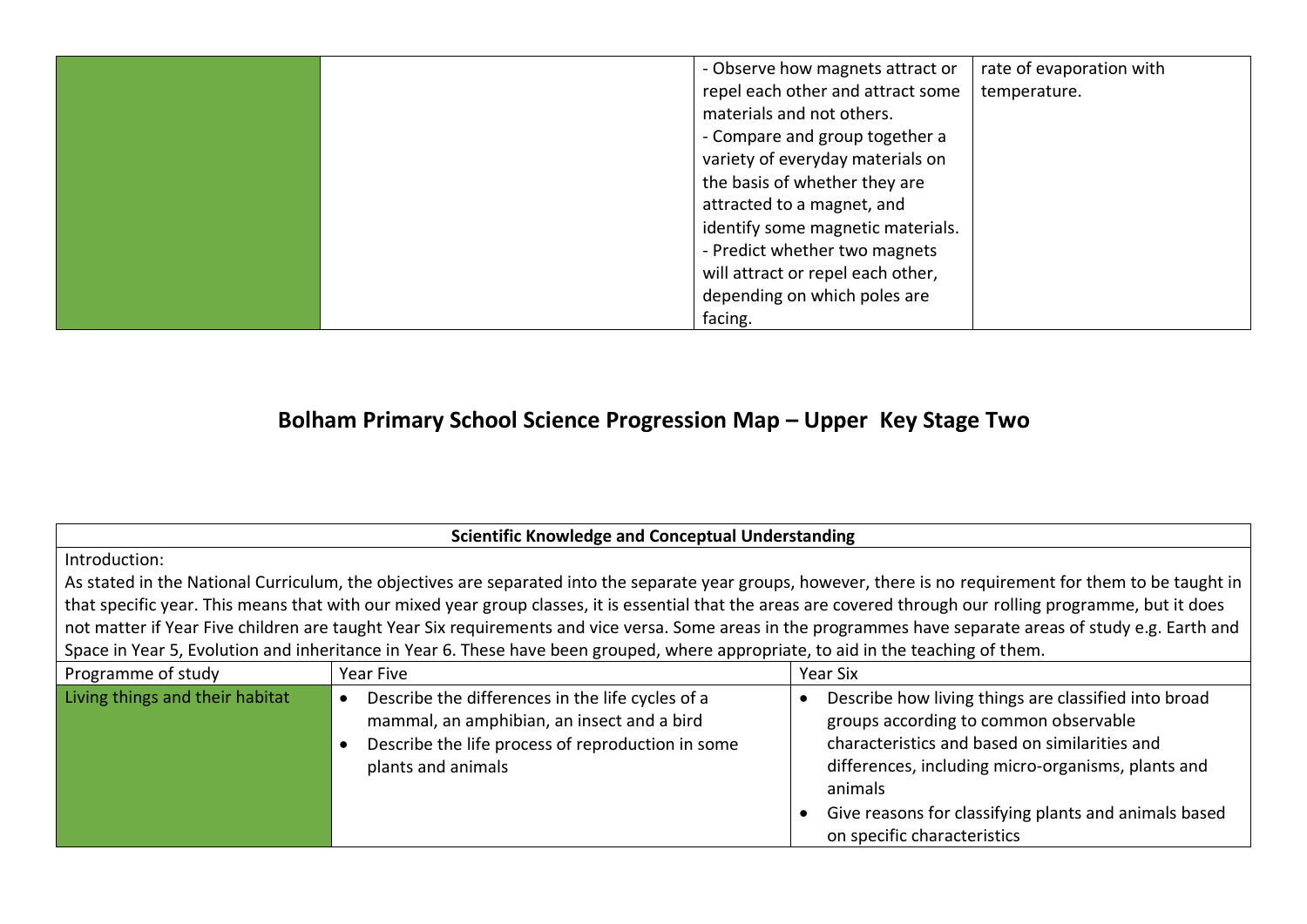|  |  | - Observe how magnets attract or repel each other and attract some materials and not others.<br>- Compare and group together a variety of everyday materials on the basis of whether they are attracted to a magnet, and identify some magnetic materials.<br>- Predict whether two magnets will attract or repel each other, depending on which poles are facing. | rate of evaporation with temperature. |
|---|---|---|---|

# Bolham Primary School Science Progression Map – Upper Key Stage Two

| **Scientific Knowledge and Conceptual Understanding** | | |
|---|---|---|
| Introduction:<br>As stated in the National Curriculum, the objectives are separated into the separate year groups, however, there is no requirement for them to be taught in that specific year. This means that with our mixed year group classes, it is essential that the areas are covered through our rolling programme, but it does not matter if Year Five children are taught Year Six requirements and vice versa. Some areas in the programmes have separate areas of study e.g. Earth and Space in Year 5, Evolution and inheritance in Year 6. These have been grouped, where appropriate, to aid in the teaching of them. | | |
| Programme of study | Year Five | Year Six |
| Living things and their habitat | • Describe the differences in the life cycles of a mammal, an amphibian, an insect and a bird<br>• Describe the life process of reproduction in some plants and animals | • Describe how living things are classified into broad groups according to common observable characteristics and based on similarities and differences, including micro-organisms, plants and animals<br>• Give reasons for classifying plants and animals based on specific characteristics |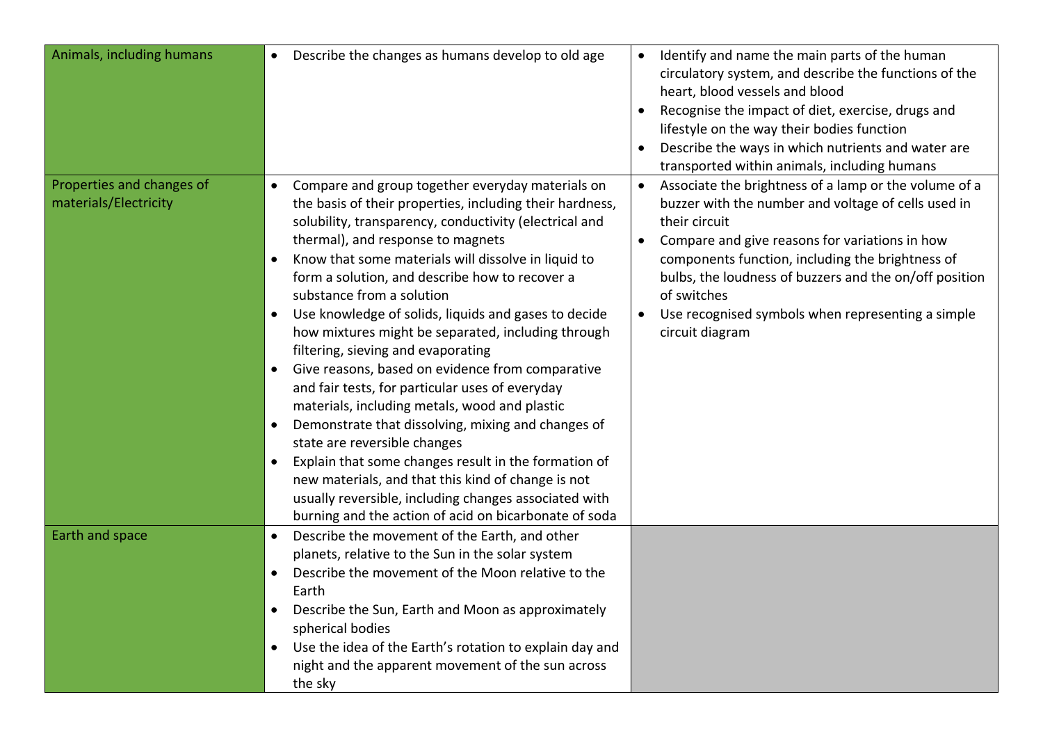| Animals, including humans | • Describe the changes as humans develop to old age | • Identify and name the main parts of the human circulatory system, and describe the functions of the heart, blood vessels and blood<br>• Recognise the impact of diet, exercise, drugs and lifestyle on the way their bodies function<br>• Describe the ways in which nutrients and water are transported within animals, including humans |
|---|---|---|
| Properties and changes of materials/Electricity | • Compare and group together everyday materials on the basis of their properties, including their hardness, solubility, transparency, conductivity (electrical and thermal), and response to magnets<br>• Know that some materials will dissolve in liquid to form a solution, and describe how to recover a substance from a solution<br>• Use knowledge of solids, liquids and gases to decide how mixtures might be separated, including through filtering, sieving and evaporating<br>• Give reasons, based on evidence from comparative and fair tests, for particular uses of everyday materials, including metals, wood and plastic<br>• Demonstrate that dissolving, mixing and changes of state are reversible changes<br>• Explain that some changes result in the formation of new materials, and that this kind of change is not usually reversible, including changes associated with burning and the action of acid on bicarbonate of soda | • Associate the brightness of a lamp or the volume of a buzzer with the number and voltage of cells used in their circuit<br>• Compare and give reasons for variations in how components function, including the brightness of bulbs, the loudness of buzzers and the on/off position of switches<br>• Use recognised symbols when representing a simple circuit diagram |
| Earth and space | • Describe the movement of the Earth, and other planets, relative to the Sun in the solar system<br>• Describe the movement of the Moon relative to the Earth<br>• Describe the Sun, Earth and Moon as approximately spherical bodies<br>• Use the idea of the Earth's rotation to explain day and night and the apparent movement of the sun across the sky | |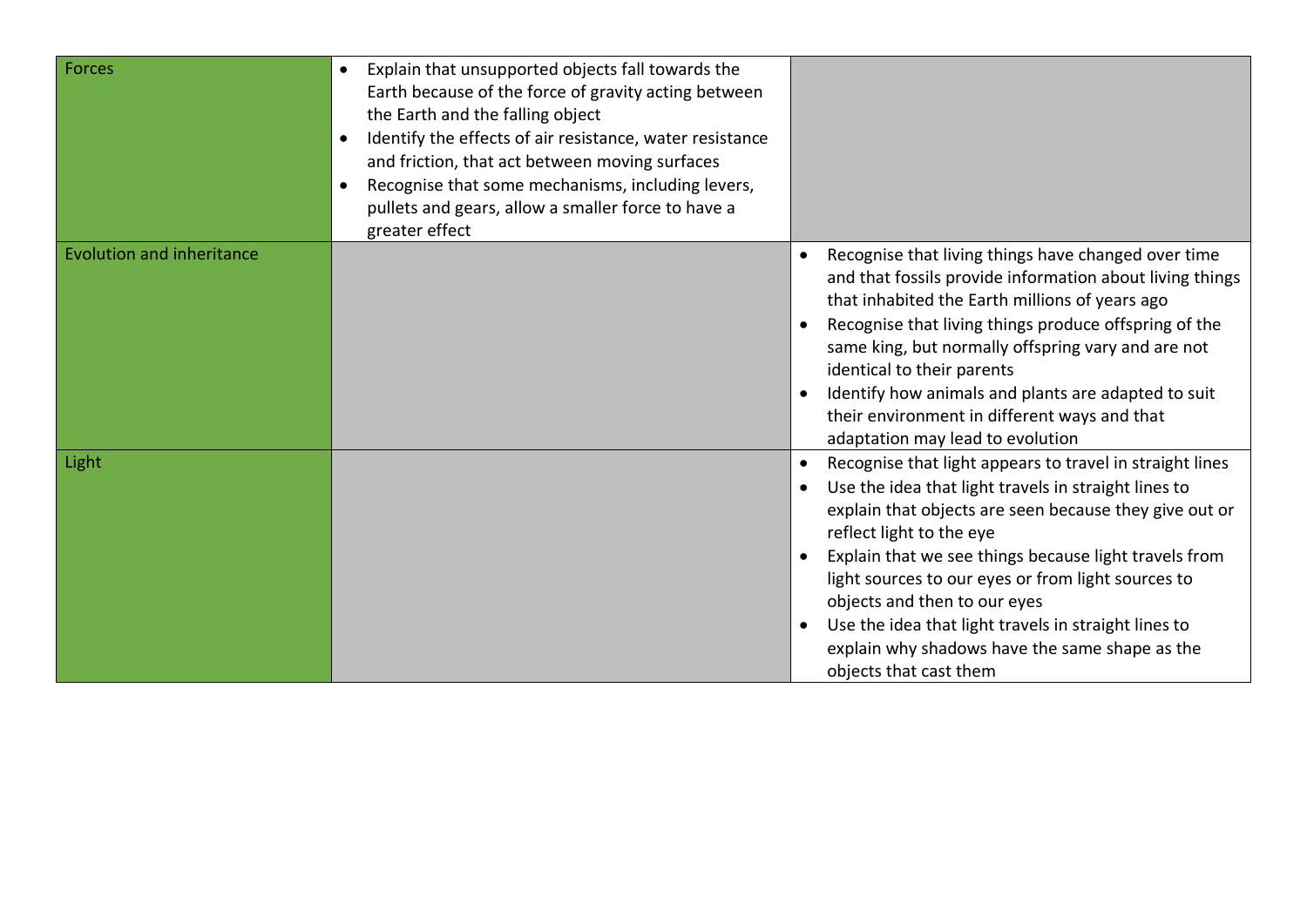| | | |
|---|---|---|
| Forces | • Explain that unsupported objects fall towards the Earth because of the force of gravity acting between the Earth and the falling object<br>• Identify the effects of air resistance, water resistance and friction, that act between moving surfaces<br>• Recognise that some mechanisms, including levers, pullets and gears, allow a smaller force to have a greater effect | |
| Evolution and inheritance | | • Recognise that living things have changed over time and that fossils provide information about living things that inhabited the Earth millions of years ago<br>• Recognise that living things produce offspring of the same king, but normally offspring vary and are not identical to their parents<br>• Identify how animals and plants are adapted to suit their environment in different ways and that adaptation may lead to evolution |
| Light | | • Recognise that light appears to travel in straight lines<br>• Use the idea that light travels in straight lines to explain that objects are seen because they give out or reflect light to the eye<br>• Explain that we see things because light travels from light sources to our eyes or from light sources to objects and then to our eyes<br>• Use the idea that light travels in straight lines to explain why shadows have the same shape as the objects that cast them |